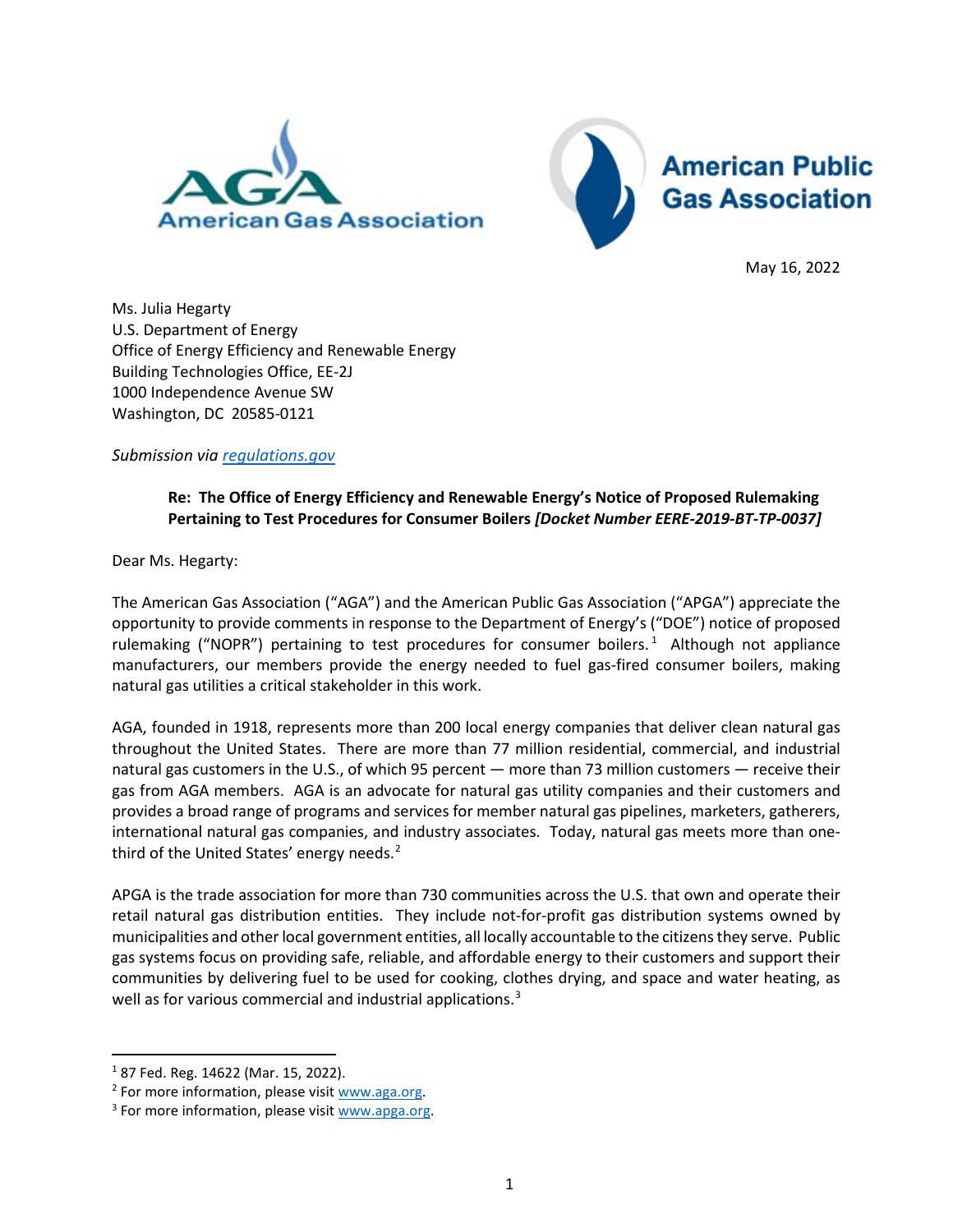AGA American Gas Association

American Public Gas Association

May 16, 2022

Ms. Julia Hegarty
U.S. Department of Energy
Office of Energy Efficiency and Renewable Energy
Building Technologies Office, EE-2J
1000 Independence Avenue SW
Washington, DC 20585-0121

*Submission via regulations.gov*

**Re: The Office of Energy Efficiency and Renewable Energy's Notice of Proposed Rulemaking Pertaining to Test Procedures for Consumer Boilers *[Docket Number EERE-2019-BT-TP-0037]***

Dear Ms. Hegarty:

The American Gas Association ("AGA") and the American Public Gas Association ("APGA") appreciate the opportunity to provide comments in response to the Department of Energy's ("DOE") notice of proposed rulemaking ("NOPR") pertaining to test procedures for consumer boilers.[1] Although not appliance manufacturers, our members provide the energy needed to fuel gas-fired consumer boilers, making natural gas utilities a critical stakeholder in this work.

AGA, founded in 1918, represents more than 200 local energy companies that deliver clean natural gas throughout the United States. There are more than 77 million residential, commercial, and industrial natural gas customers in the U.S., of which 95 percent — more than 73 million customers — receive their gas from AGA members. AGA is an advocate for natural gas utility companies and their customers and provides a broad range of programs and services for member natural gas pipelines, marketers, gatherers, international natural gas companies, and industry associates. Today, natural gas meets more than one-third of the United States' energy needs.[2]

APGA is the trade association for more than 730 communities across the U.S. that own and operate their retail natural gas distribution entities. They include not-for-profit gas distribution systems owned by municipalities and other local government entities, all locally accountable to the citizens they serve. Public gas systems focus on providing safe, reliable, and affordable energy to their customers and support their communities by delivering fuel to be used for cooking, clothes drying, and space and water heating, as well as for various commercial and industrial applications.[3]

---

[1] 87 Fed. Reg. 14622 (Mar. 15, 2022).

[2] For more information, please visit www.aga.org.

[3] For more information, please visit www.apga.org.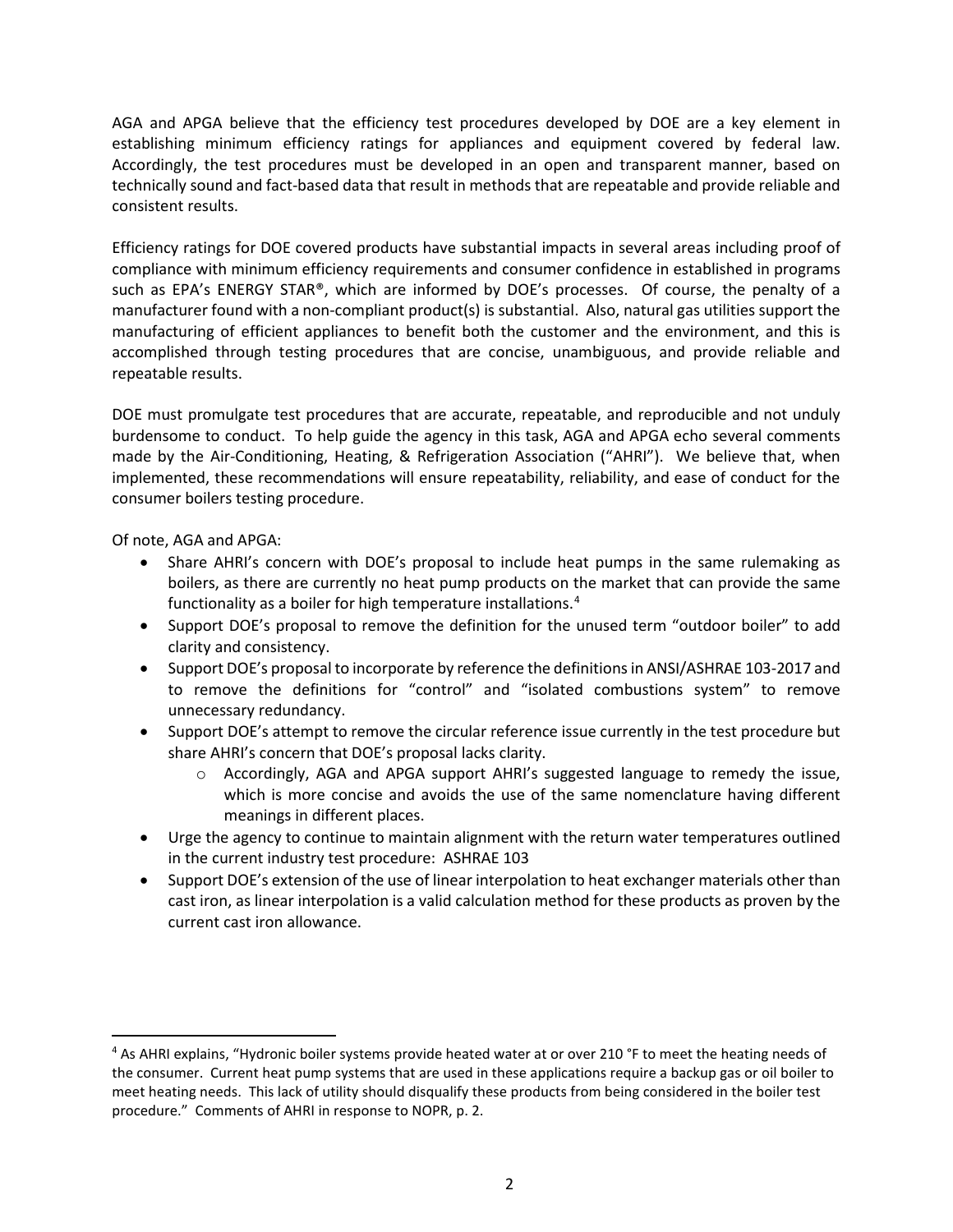AGA and APGA believe that the efficiency test procedures developed by DOE are a key element in establishing minimum efficiency ratings for appliances and equipment covered by federal law. Accordingly, the test procedures must be developed in an open and transparent manner, based on technically sound and fact-based data that result in methods that are repeatable and provide reliable and consistent results.

Efficiency ratings for DOE covered products have substantial impacts in several areas including proof of compliance with minimum efficiency requirements and consumer confidence in established in programs such as EPA's ENERGY STAR®, which are informed by DOE's processes. Of course, the penalty of a manufacturer found with a non-compliant product(s) is substantial. Also, natural gas utilities support the manufacturing of efficient appliances to benefit both the customer and the environment, and this is accomplished through testing procedures that are concise, unambiguous, and provide reliable and repeatable results.

DOE must promulgate test procedures that are accurate, repeatable, and reproducible and not unduly burdensome to conduct. To help guide the agency in this task, AGA and APGA echo several comments made by the Air-Conditioning, Heating, & Refrigeration Association ("AHRI"). We believe that, when implemented, these recommendations will ensure repeatability, reliability, and ease of conduct for the consumer boilers testing procedure.

Of note, AGA and APGA:

- Share AHRI's concern with DOE's proposal to include heat pumps in the same rulemaking as boilers, as there are currently no heat pump products on the market that can provide the same functionality as a boiler for high temperature installations.[4]
- Support DOE's proposal to remove the definition for the unused term "outdoor boiler" to add clarity and consistency.
- Support DOE's proposal to incorporate by reference the definitions in ANSI/ASHRAE 103-2017 and to remove the definitions for "control" and "isolated combustions system" to remove unnecessary redundancy.
- Support DOE's attempt to remove the circular reference issue currently in the test procedure but share AHRI's concern that DOE's proposal lacks clarity.
    - Accordingly, AGA and APGA support AHRI's suggested language to remedy the issue, which is more concise and avoids the use of the same nomenclature having different meanings in different places.
- Urge the agency to continue to maintain alignment with the return water temperatures outlined in the current industry test procedure: ASHRAE 103
- Support DOE's extension of the use of linear interpolation to heat exchanger materials other than cast iron, as linear interpolation is a valid calculation method for these products as proven by the current cast iron allowance.

[4] As AHRI explains, "Hydronic boiler systems provide heated water at or over 210 °F to meet the heating needs of the consumer. Current heat pump systems that are used in these applications require a backup gas or oil boiler to meet heating needs. This lack of utility should disqualify these products from being considered in the boiler test procedure." Comments of AHRI in response to NOPR, p. 2.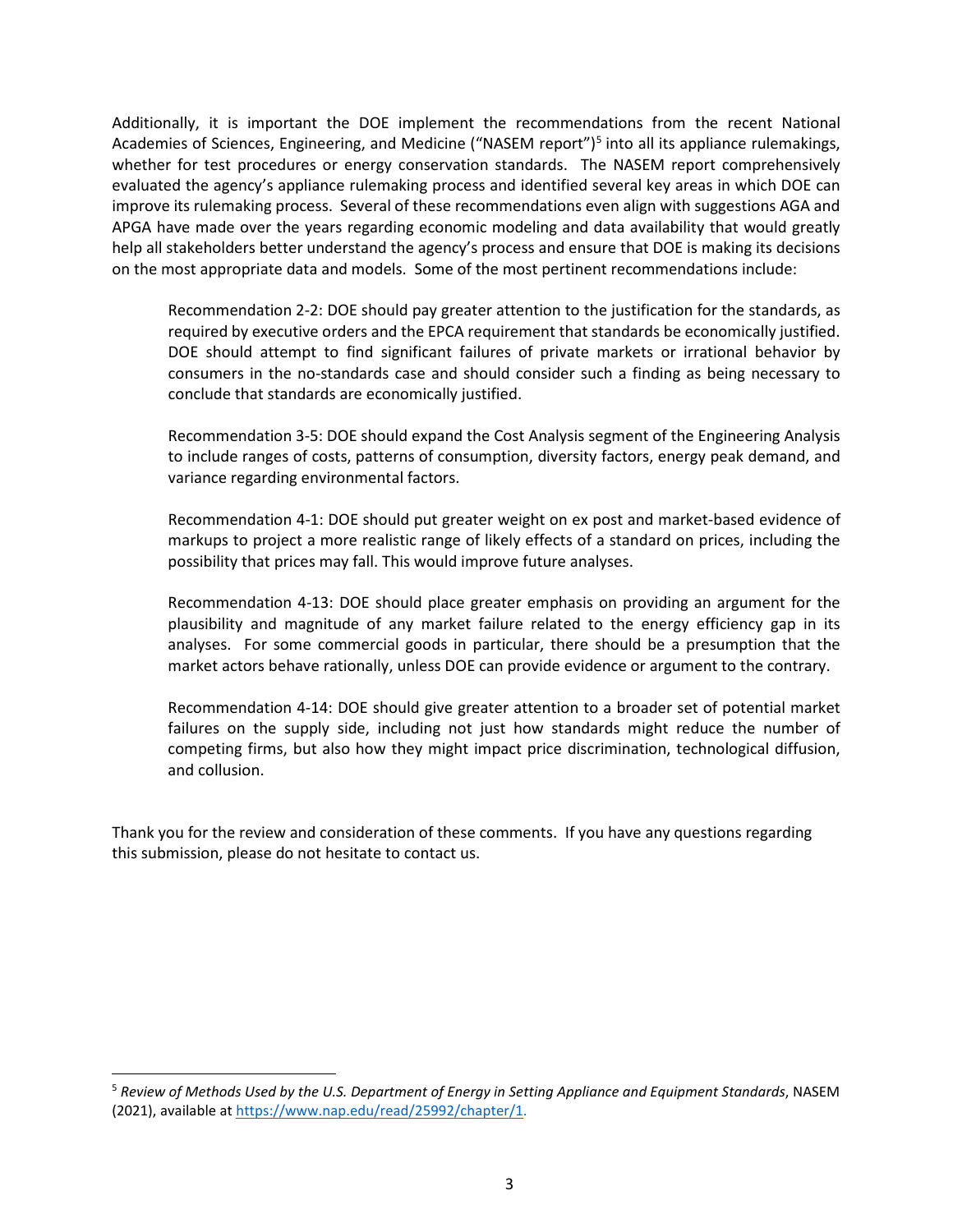Additionally, it is important the DOE implement the recommendations from the recent National Academies of Sciences, Engineering, and Medicine ("NASEM report")[5] into all its appliance rulemakings, whether for test procedures or energy conservation standards. The NASEM report comprehensively evaluated the agency's appliance rulemaking process and identified several key areas in which DOE can improve its rulemaking process. Several of these recommendations even align with suggestions AGA and APGA have made over the years regarding economic modeling and data availability that would greatly help all stakeholders better understand the agency's process and ensure that DOE is making its decisions on the most appropriate data and models. Some of the most pertinent recommendations include:

> Recommendation 2-2: DOE should pay greater attention to the justification for the standards, as required by executive orders and the EPCA requirement that standards be economically justified. DOE should attempt to find significant failures of private markets or irrational behavior by consumers in the no-standards case and should consider such a finding as being necessary to conclude that standards are economically justified.
>
> Recommendation 3-5: DOE should expand the Cost Analysis segment of the Engineering Analysis to include ranges of costs, patterns of consumption, diversity factors, energy peak demand, and variance regarding environmental factors.
>
> Recommendation 4-1: DOE should put greater weight on ex post and market-based evidence of markups to project a more realistic range of likely effects of a standard on prices, including the possibility that prices may fall. This would improve future analyses.
>
> Recommendation 4-13: DOE should place greater emphasis on providing an argument for the plausibility and magnitude of any market failure related to the energy efficiency gap in its analyses. For some commercial goods in particular, there should be a presumption that the market actors behave rationally, unless DOE can provide evidence or argument to the contrary.
>
> Recommendation 4-14: DOE should give greater attention to a broader set of potential market failures on the supply side, including not just how standards might reduce the number of competing firms, but also how they might impact price discrimination, technological diffusion, and collusion.

Thank you for the review and consideration of these comments. If you have any questions regarding this submission, please do not hesitate to contact us.

---

[5] *Review of Methods Used by the U.S. Department of Energy in Setting Appliance and Equipment Standards*, NASEM (2021), available at https://www.nap.edu/read/25992/chapter/1.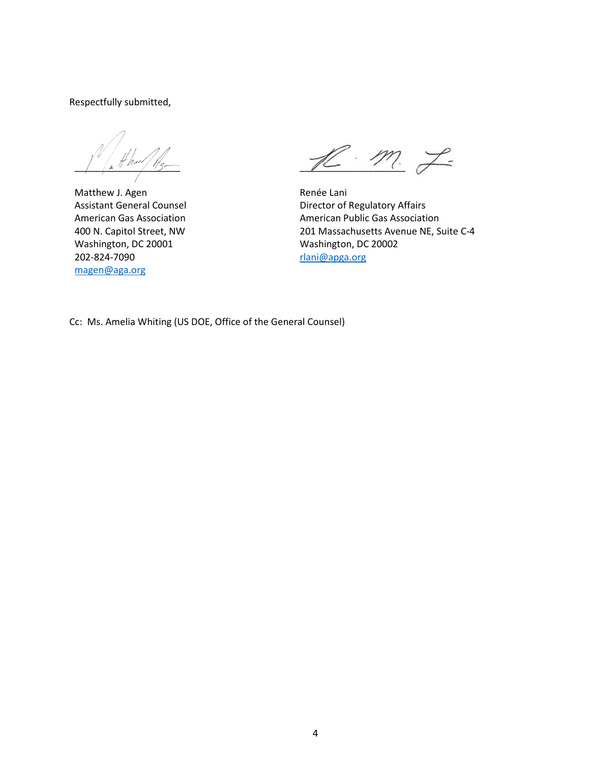Respectfully submitted,

\_\_\_\_\_\_\_\_\_\_\_\_\_\_\_\_\_\_\_\_\_\_\_\_

Matthew J. Agen
Assistant General Counsel
American Gas Association
400 N. Capitol Street, NW
Washington, DC 20001
202-824-7090
magen@aga.org

\_\_\_\_\_\_\_\_\_\_\_\_\_\_\_\_\_\_\_\_\_\_\_\_

Renée Lani
Director of Regulatory Affairs
American Public Gas Association
201 Massachusetts Avenue NE, Suite C-4
Washington, DC 20002
rlani@apga.org

Cc: Ms. Amelia Whiting (US DOE, Office of the General Counsel)